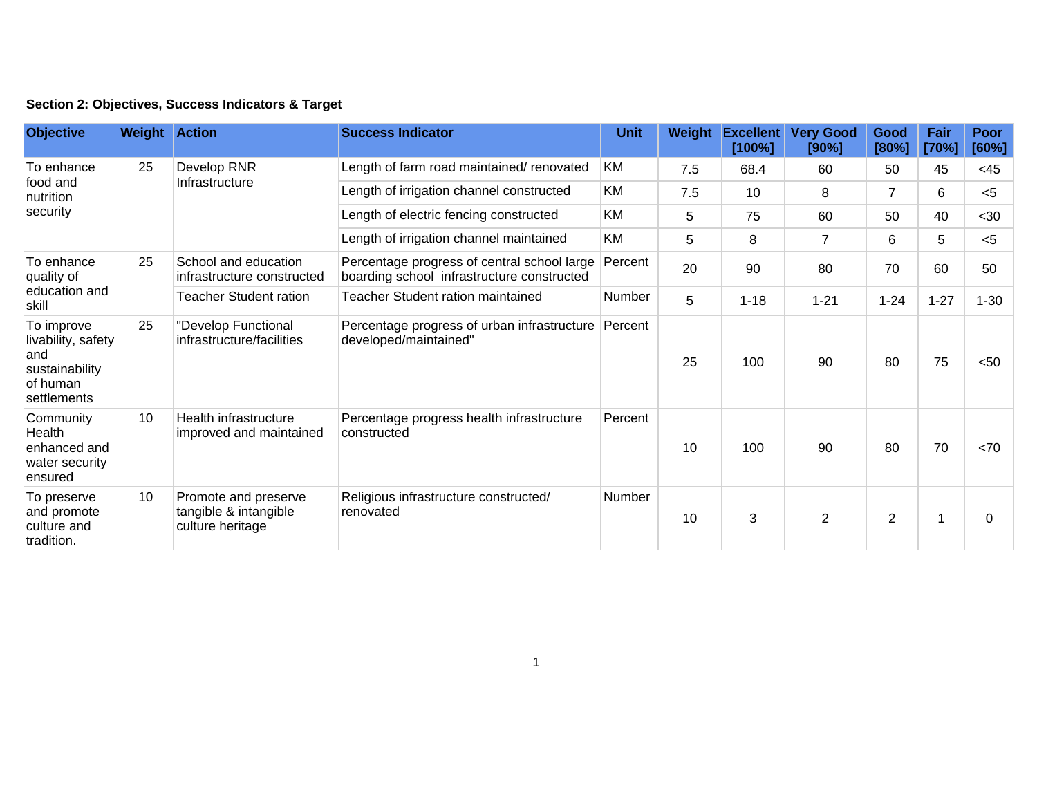**Section 2: Objectives, Success Indicators & Target**

| Objective | Weight | Action | Success Indicator | Unit | Weight | Excellent [100%] | Very Good [90%] | Good [80%] | Fair [70%] | Poor [60%] |
|---|---|---|---|---|---|---|---|---|---|---|
| To enhance food and nutrition security | 25 | Develop RNR Infrastructure | Length of farm road maintained/ renovated | KM | 7.5 | 68.4 | 60 | 50 | 45 | <45 |
| | | | Length of irrigation channel constructed | KM | 7.5 | 10 | 8 | 7 | 6 | <5 |
| | | | Length of electric fencing constructed | KM | 5 | 75 | 60 | 50 | 40 | <30 |
| | | | Length of irrigation channel maintained | KM | 5 | 8 | 7 | 6 | 5 | <5 |
| To enhance quality of education and skill | 25 | School and education infrastructure constructed | Percentage progress of central school large boarding school infrastructure constructed | Percent | 20 | 90 | 80 | 70 | 60 | 50 |
| | | Teacher Student ration | Teacher Student ration maintained | Number | 5 | 1-18 | 1-21 | 1-24 | 1-27 | 1-30 |
| To improve livability, safety and sustainability of human settlements | 25 | "Develop Functional infrastructure/facilities | Percentage progress of urban infrastructure developed/maintained" | Percent | 25 | 100 | 90 | 80 | 75 | <50 |
| Community Health enhanced and water security ensured | 10 | Health infrastructure improved and maintained | Percentage progress health infrastructure constructed | Percent | 10 | 100 | 90 | 80 | 70 | <70 |
| To preserve and promote culture and tradition. | 10 | Promote and preserve tangible & intangible culture heritage | Religious infrastructure constructed/ renovated | Number | 10 | 3 | 2 | 2 | 1 | 0 |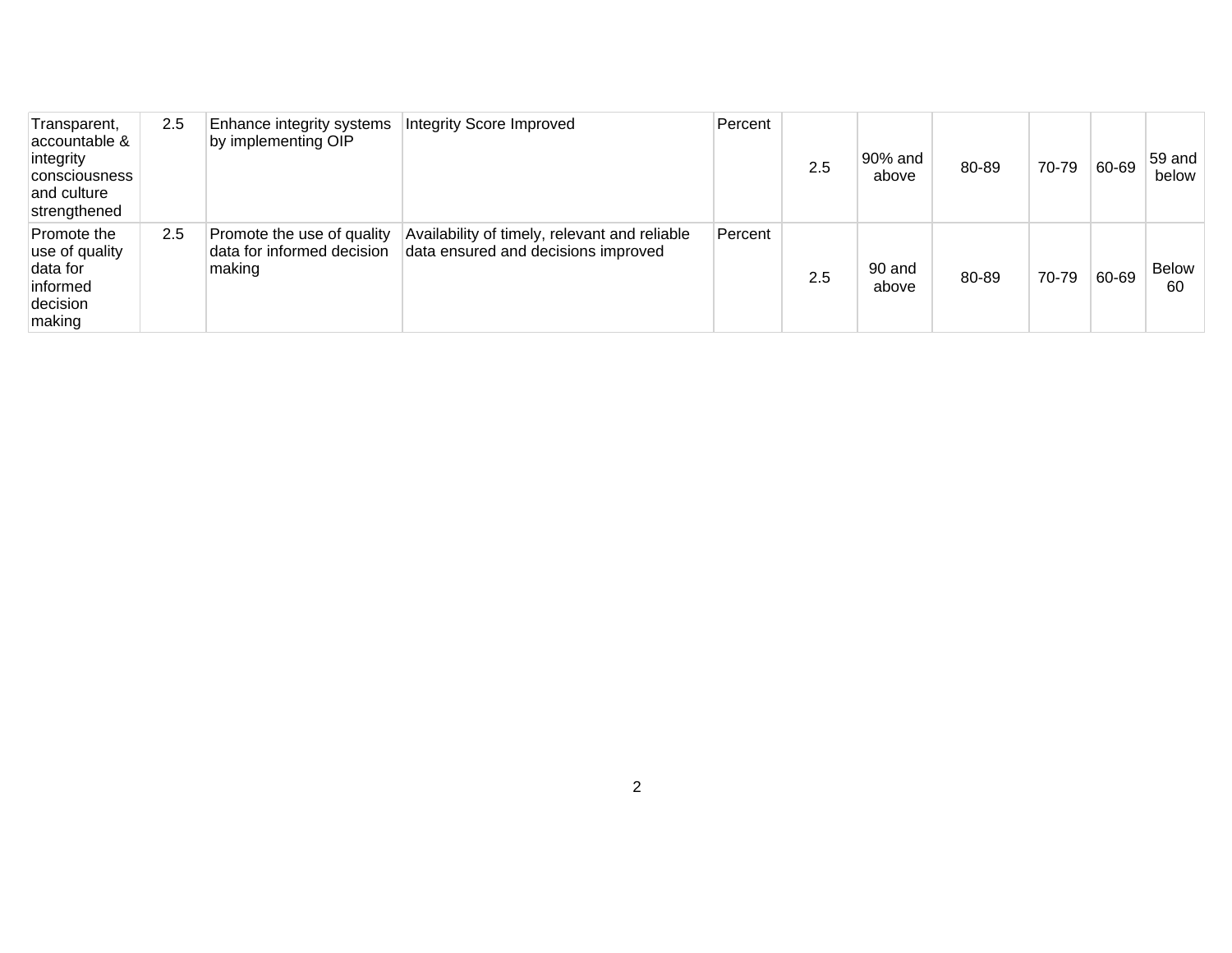| | | | | | | | | | | |
|---|---|---|---|---|---|---|---|---|---|---|
| Transparent, accountable & integrity consciousness and culture strengthened | 2.5 | Enhance integrity systems by implementing OIP | Integrity Score Improved | Percent | 2.5 | 90% and above | 80-89 | 70-79 | 60-69 | 59 and below |
| Promote the use of quality data for informed decision making | 2.5 | Promote the use of quality data for informed decision making | Availability of timely, relevant and reliable data ensured and decisions improved | Percent | 2.5 | 90 and above | 80-89 | 70-79 | 60-69 | Below 60 |